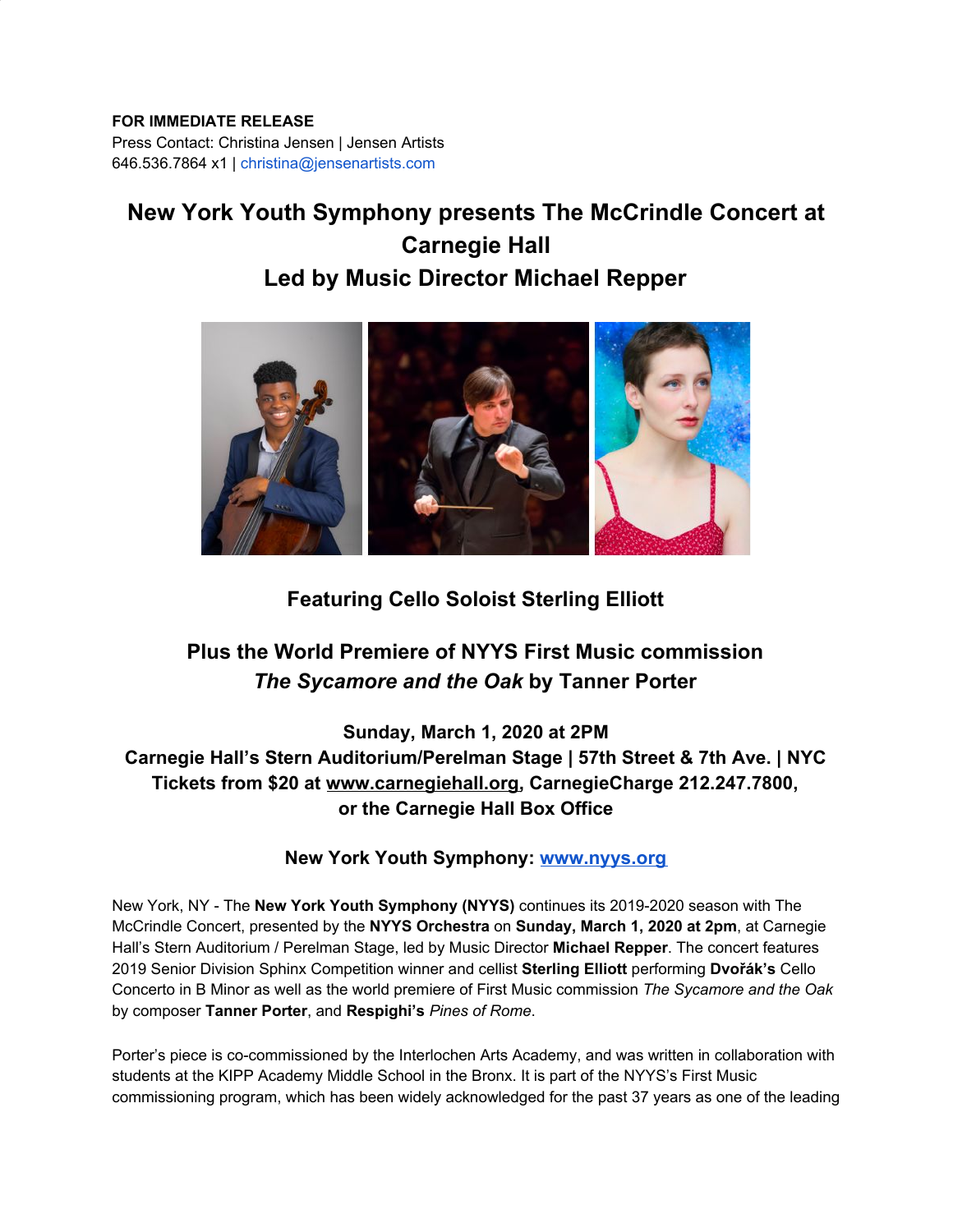**FOR IMMEDIATE RELEASE**
Press Contact: Christina Jensen | Jensen Artists
646.536.7864 x1 | christina@jensenartists.com

# New York Youth Symphony presents The McCrindle Concert at Carnegie Hall
# Led by Music Director Michael Repper

### Featuring Cello Soloist Sterling Elliott

### Plus the World Premiere of NYYS First Music commission *The Sycamore and the Oak* by Tanner Porter

**Sunday, March 1, 2020 at 2PM**
**Carnegie Hall's Stern Auditorium/Perelman Stage | 57th Street & 7th Ave. | NYC**
**Tickets from $20 at www.carnegiehall.org, CarnegieCharge 212.247.7800, or the Carnegie Hall Box Office**

**New York Youth Symphony: www.nyys.org**

New York, NY - The **New York Youth Symphony (NYYS)** continues its 2019-2020 season with The McCrindle Concert, presented by the **NYYS Orchestra** on **Sunday, March 1, 2020 at 2pm**, at Carnegie Hall's Stern Auditorium / Perelman Stage, led by Music Director **Michael Repper**. The concert features 2019 Senior Division Sphinx Competition winner and cellist **Sterling Elliott** performing **Dvořák's** Cello Concerto in B Minor as well as the world premiere of First Music commission *The Sycamore and the Oak* by composer **Tanner Porter**, and **Respighi's** *Pines of Rome*.

Porter's piece is co-commissioned by the Interlochen Arts Academy, and was written in collaboration with students at the KIPP Academy Middle School in the Bronx. It is part of the NYYS's First Music commissioning program, which has been widely acknowledged for the past 37 years as one of the leading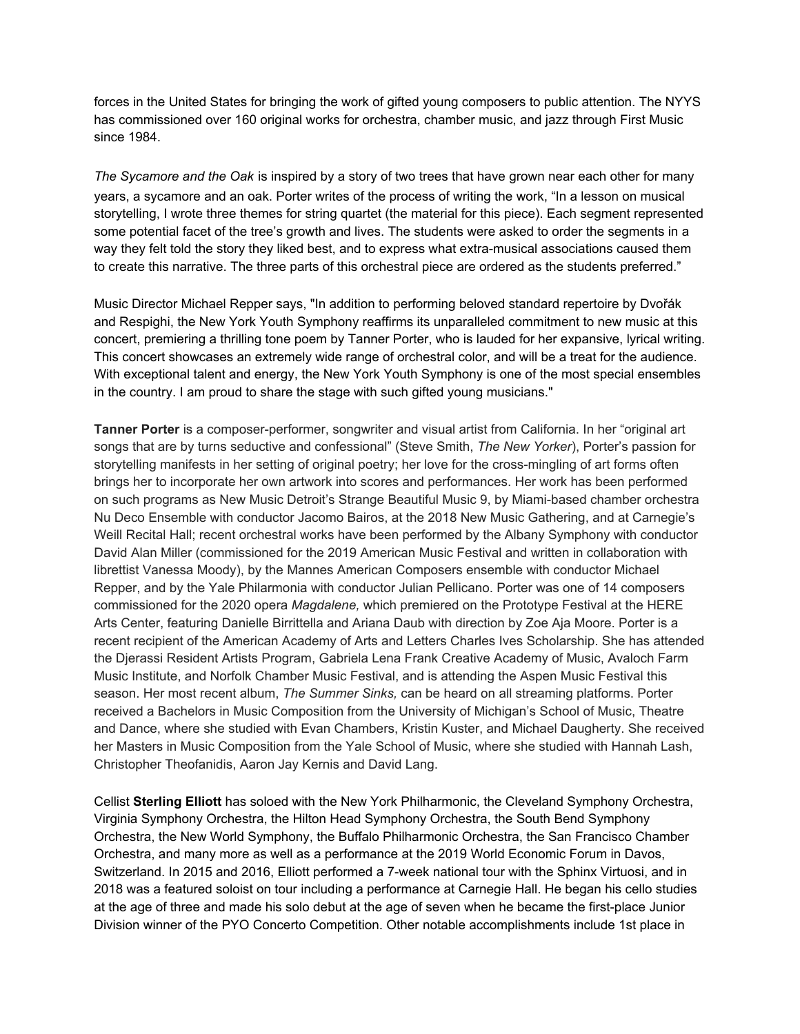forces in the United States for bringing the work of gifted young composers to public attention. The NYYS has commissioned over 160 original works for orchestra, chamber music, and jazz through First Music since 1984.

*The Sycamore and the Oak* is inspired by a story of two trees that have grown near each other for many years, a sycamore and an oak. Porter writes of the process of writing the work, "In a lesson on musical storytelling, I wrote three themes for string quartet (the material for this piece). Each segment represented some potential facet of the tree's growth and lives. The students were asked to order the segments in a way they felt told the story they liked best, and to express what extra-musical associations caused them to create this narrative. The three parts of this orchestral piece are ordered as the students preferred."

Music Director Michael Repper says, "In addition to performing beloved standard repertoire by Dvořák and Respighi, the New York Youth Symphony reaffirms its unparalleled commitment to new music at this concert, premiering a thrilling tone poem by Tanner Porter, who is lauded for her expansive, lyrical writing. This concert showcases an extremely wide range of orchestral color, and will be a treat for the audience. With exceptional talent and energy, the New York Youth Symphony is one of the most special ensembles in the country. I am proud to share the stage with such gifted young musicians."

**Tanner Porter** is a composer-performer, songwriter and visual artist from California. In her "original art songs that are by turns seductive and confessional" (Steve Smith, *The New Yorker*), Porter's passion for storytelling manifests in her setting of original poetry; her love for the cross-mingling of art forms often brings her to incorporate her own artwork into scores and performances. Her work has been performed on such programs as New Music Detroit's Strange Beautiful Music 9, by Miami-based chamber orchestra Nu Deco Ensemble with conductor Jacomo Bairos, at the 2018 New Music Gathering, and at Carnegie's Weill Recital Hall; recent orchestral works have been performed by the Albany Symphony with conductor David Alan Miller (commissioned for the 2019 American Music Festival and written in collaboration with librettist Vanessa Moody), by the Mannes American Composers ensemble with conductor Michael Repper, and by the Yale Philarmonia with conductor Julian Pellicano. Porter was one of 14 composers commissioned for the 2020 opera *Magdalene,* which premiered on the Prototype Festival at the HERE Arts Center, featuring Danielle Birrittella and Ariana Daub with direction by Zoe Aja Moore. Porter is a recent recipient of the American Academy of Arts and Letters Charles Ives Scholarship. She has attended the Djerassi Resident Artists Program, Gabriela Lena Frank Creative Academy of Music, Avaloch Farm Music Institute, and Norfolk Chamber Music Festival, and is attending the Aspen Music Festival this season. Her most recent album, *The Summer Sinks,* can be heard on all streaming platforms. Porter received a Bachelors in Music Composition from the University of Michigan's School of Music, Theatre and Dance, where she studied with Evan Chambers, Kristin Kuster, and Michael Daugherty. She received her Masters in Music Composition from the Yale School of Music, where she studied with Hannah Lash, Christopher Theofanidis, Aaron Jay Kernis and David Lang.

Cellist **Sterling Elliott** has soloed with the New York Philharmonic, the Cleveland Symphony Orchestra, Virginia Symphony Orchestra, the Hilton Head Symphony Orchestra, the South Bend Symphony Orchestra, the New World Symphony, the Buffalo Philharmonic Orchestra, the San Francisco Chamber Orchestra, and many more as well as a performance at the 2019 World Economic Forum in Davos, Switzerland. In 2015 and 2016, Elliott performed a 7-week national tour with the Sphinx Virtuosi, and in 2018 was a featured soloist on tour including a performance at Carnegie Hall. He began his cello studies at the age of three and made his solo debut at the age of seven when he became the first-place Junior Division winner of the PYO Concerto Competition. Other notable accomplishments include 1st place in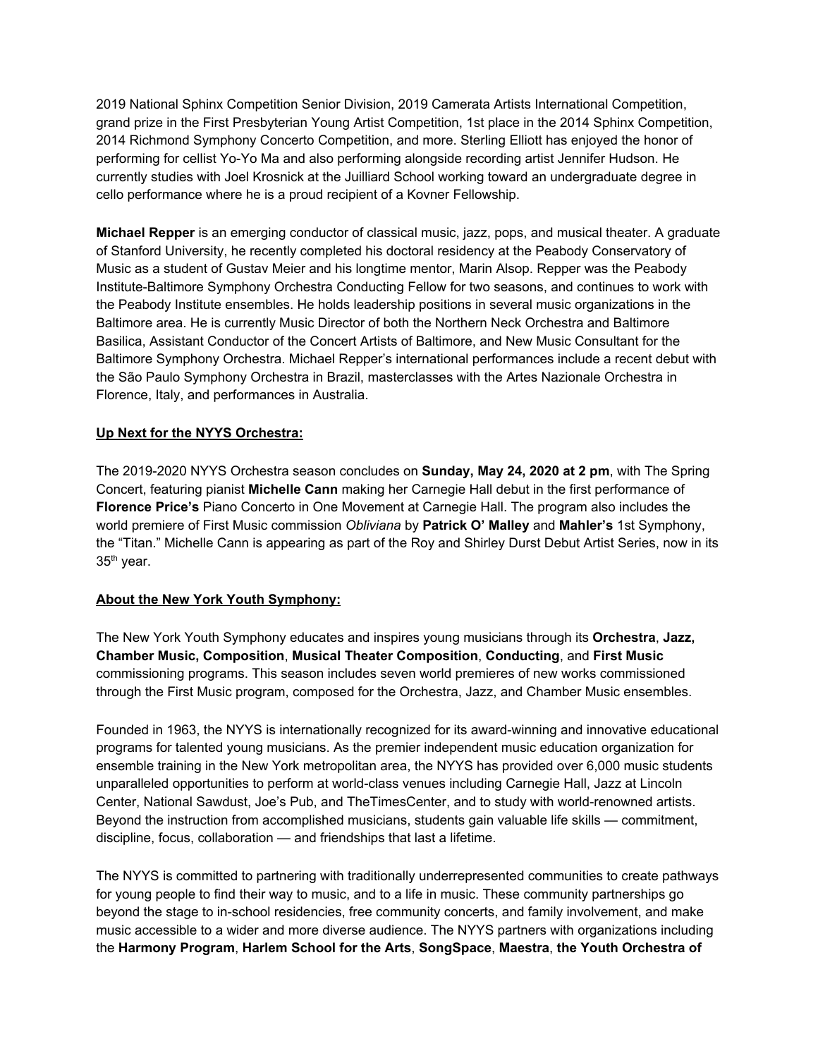2019 National Sphinx Competition Senior Division, 2019 Camerata Artists International Competition, grand prize in the First Presbyterian Young Artist Competition, 1st place in the 2014 Sphinx Competition, 2014 Richmond Symphony Concerto Competition, and more. Sterling Elliott has enjoyed the honor of performing for cellist Yo-Yo Ma and also performing alongside recording artist Jennifer Hudson. He currently studies with Joel Krosnick at the Juilliard School working toward an undergraduate degree in cello performance where he is a proud recipient of a Kovner Fellowship.

**Michael Repper** is an emerging conductor of classical music, jazz, pops, and musical theater. A graduate of Stanford University, he recently completed his doctoral residency at the Peabody Conservatory of Music as a student of Gustav Meier and his longtime mentor, Marin Alsop. Repper was the Peabody Institute-Baltimore Symphony Orchestra Conducting Fellow for two seasons, and continues to work with the Peabody Institute ensembles. He holds leadership positions in several music organizations in the Baltimore area. He is currently Music Director of both the Northern Neck Orchestra and Baltimore Basilica, Assistant Conductor of the Concert Artists of Baltimore, and New Music Consultant for the Baltimore Symphony Orchestra. Michael Repper's international performances include a recent debut with the São Paulo Symphony Orchestra in Brazil, masterclasses with the Artes Nazionale Orchestra in Florence, Italy, and performances in Australia.

**Up Next for the NYYS Orchestra:**

The 2019-2020 NYYS Orchestra season concludes on **Sunday, May 24, 2020 at 2 pm**, with The Spring Concert, featuring pianist **Michelle Cann** making her Carnegie Hall debut in the first performance of **Florence Price's** Piano Concerto in One Movement at Carnegie Hall. The program also includes the world premiere of First Music commission *Obliviana* by **Patrick O' Malley** and **Mahler's** 1st Symphony, the "Titan." Michelle Cann is appearing as part of the Roy and Shirley Durst Debut Artist Series, now in its 35th year.

**About the New York Youth Symphony:**

The New York Youth Symphony educates and inspires young musicians through its **Orchestra**, **Jazz, Chamber Music, Composition**, **Musical Theater Composition**, **Conducting**, and **First Music** commissioning programs. This season includes seven world premieres of new works commissioned through the First Music program, composed for the Orchestra, Jazz, and Chamber Music ensembles.

Founded in 1963, the NYYS is internationally recognized for its award-winning and innovative educational programs for talented young musicians. As the premier independent music education organization for ensemble training in the New York metropolitan area, the NYYS has provided over 6,000 music students unparalleled opportunities to perform at world-class venues including Carnegie Hall, Jazz at Lincoln Center, National Sawdust, Joe's Pub, and TheTimesCenter, and to study with world-renowned artists. Beyond the instruction from accomplished musicians, students gain valuable life skills — commitment, discipline, focus, collaboration — and friendships that last a lifetime.

The NYYS is committed to partnering with traditionally underrepresented communities to create pathways for young people to find their way to music, and to a life in music. These community partnerships go beyond the stage to in-school residencies, free community concerts, and family involvement, and make music accessible to a wider and more diverse audience. The NYYS partners with organizations including the **Harmony Program**, **Harlem School for the Arts**, **SongSpace**, **Maestra**, **the Youth Orchestra of**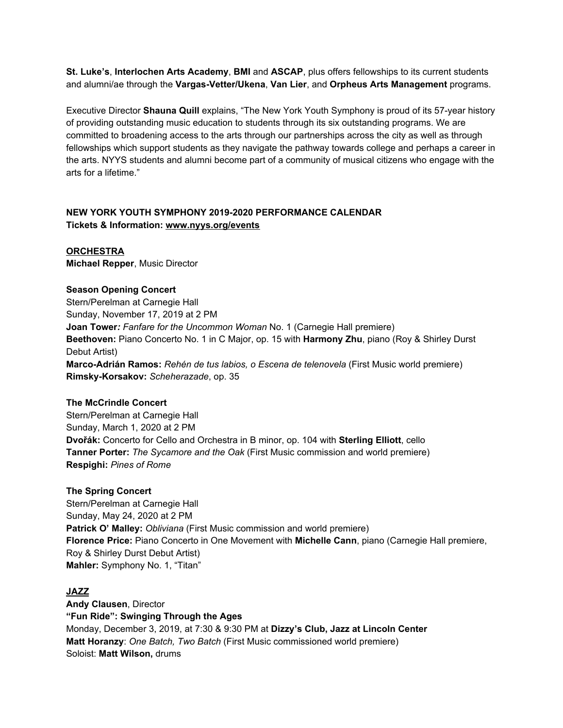**St. Luke's**, **Interlochen Arts Academy**, **BMI** and **ASCAP**, plus offers fellowships to its current students and alumni/ae through the **Vargas-Vetter/Ukena**, **Van Lier**, and **Orpheus Arts Management** programs.

Executive Director **Shauna Quill** explains, "The New York Youth Symphony is proud of its 57-year history of providing outstanding music education to students through its six outstanding programs. We are committed to broadening access to the arts through our partnerships across the city as well as through fellowships which support students as they navigate the pathway towards college and perhaps a career in the arts. NYYS students and alumni become part of a community of musical citizens who engage with the arts for a lifetime."

**NEW YORK YOUTH SYMPHONY 2019-2020 PERFORMANCE CALENDAR**
**Tickets & Information: www.nyys.org/events**

**ORCHESTRA**
**Michael Repper**, Music Director

**Season Opening Concert**
Stern/Perelman at Carnegie Hall
Sunday, November 17, 2019 at 2 PM
**Joan Tower:** *Fanfare for the Uncommon Woman* No. 1 (Carnegie Hall premiere)
**Beethoven:** Piano Concerto No. 1 in C Major, op. 15 with **Harmony Zhu**, piano (Roy & Shirley Durst Debut Artist)
**Marco-Adrián Ramos:** *Rehén de tus labios, o Escena de telenovela* (First Music world premiere)
**Rimsky-Korsakov:** *Scheherazade*, op. 35

**The McCrindle Concert**
Stern/Perelman at Carnegie Hall
Sunday, March 1, 2020 at 2 PM
**Dvořák:** Concerto for Cello and Orchestra in B minor, op. 104 with **Sterling Elliott**, cello
**Tanner Porter:** *The Sycamore and the Oak* (First Music commission and world premiere)
**Respighi:** *Pines of Rome*

**The Spring Concert**
Stern/Perelman at Carnegie Hall
Sunday, May 24, 2020 at 2 PM
**Patrick O' Malley:** *Obliviana* (First Music commission and world premiere)
**Florence Price:** Piano Concerto in One Movement with **Michelle Cann**, piano (Carnegie Hall premiere, Roy & Shirley Durst Debut Artist)
**Mahler:** Symphony No. 1, "Titan"

**JAZZ**
**Andy Clausen**, Director
**"Fun Ride": Swinging Through the Ages**
Monday, December 3, 2019, at 7:30 & 9:30 PM at **Dizzy's Club, Jazz at Lincoln Center**
**Matt Horanzy**: *One Batch, Two Batch* (First Music commissioned world premiere)
Soloist: **Matt Wilson,** drums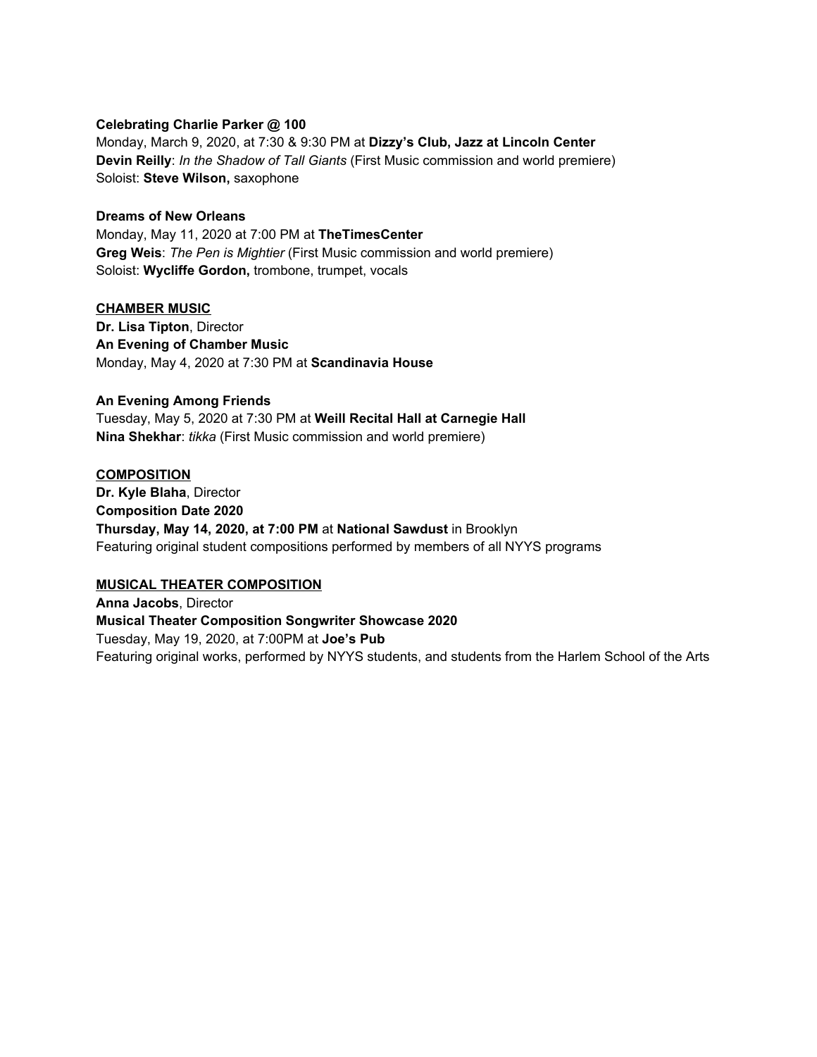**Celebrating Charlie Parker @ 100**
Monday, March 9, 2020, at 7:30 & 9:30 PM at **Dizzy's Club, Jazz at Lincoln Center**
**Devin Reilly**: *In the Shadow of Tall Giants* (First Music commission and world premiere)
Soloist: **Steve Wilson,** saxophone

**Dreams of New Orleans**
Monday, May 11, 2020 at 7:00 PM at **TheTimesCenter**
**Greg Weis**: *The Pen is Mightier* (First Music commission and world premiere)
Soloist: **Wycliffe Gordon,** trombone, trumpet, vocals

**CHAMBER MUSIC**
**Dr. Lisa Tipton**, Director
**An Evening of Chamber Music**
Monday, May 4, 2020 at 7:30 PM at **Scandinavia House**

**An Evening Among Friends**
Tuesday, May 5, 2020 at 7:30 PM at **Weill Recital Hall at Carnegie Hall**
**Nina Shekhar**: *tikka* (First Music commission and world premiere)

**COMPOSITION**
**Dr. Kyle Blaha**, Director
**Composition Date 2020**
**Thursday, May 14, 2020, at 7:00 PM** at **National Sawdust** in Brooklyn
Featuring original student compositions performed by members of all NYYS programs

**MUSICAL THEATER COMPOSITION**
**Anna Jacobs**, Director
**Musical Theater Composition Songwriter Showcase 2020**
Tuesday, May 19, 2020, at 7:00PM at **Joe's Pub**
Featuring original works, performed by NYYS students, and students from the Harlem School of the Arts